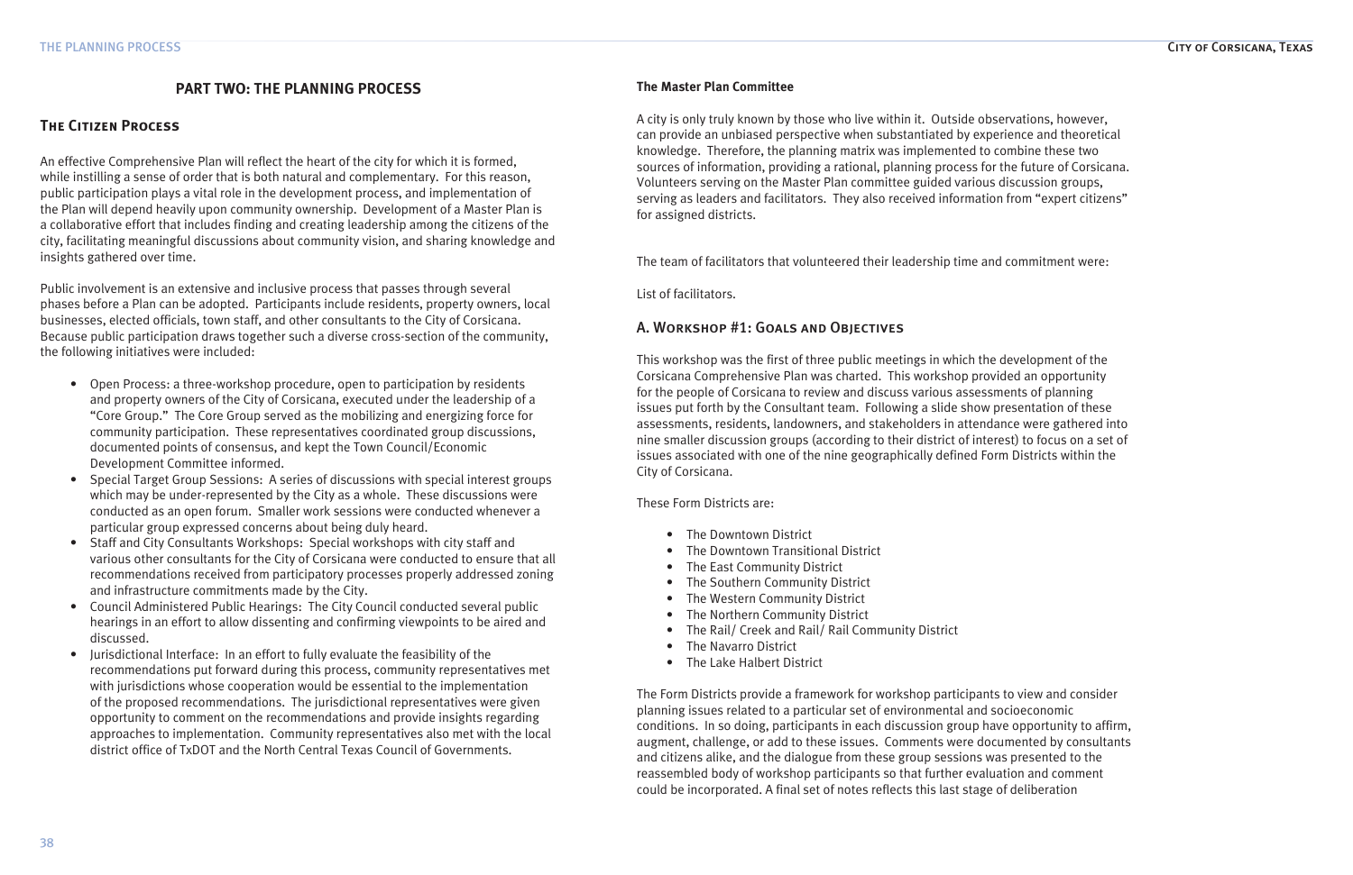# PART TWO: THE PLANNING PROCESS

## The Citizen Process

An effective Comprehensive Plan will reflect the heart of the city for which it is formed, while instilling a sense of order that is both natural and complementary. For this reason, public participation plays a vital role in the development process, and implementation of the Plan will depend heavily upon community ownership. Development of a Master Plan is a collaborative effort that includes finding and creating leadership among the citizens of the city, facilitating meaningful discussions about community vision, and sharing knowledge and insights gathered over time.

Public involvement is an extensive and inclusive process that passes through several phases before a Plan can be adopted. Participants include residents, property owners, local businesses, elected officials, town staff, and other consultants to the City of Corsicana. Because public participation draws together such a diverse cross-section of the community, the following initiatives were included:

- Open Process: a three-workshop procedure, open to participation by residents and property owners of the City of Corsicana, executed under the leadership of a "Core Group." The Core Group served as the mobilizing and energizing force for community participation. These representatives coordinated group discussions, documented points of consensus, and kept the Town Council/Economic Development Committee informed.
- Special Target Group Sessions: A series of discussions with special interest groups which may be under-represented by the City as a whole. These discussions were conducted as an open forum. Smaller work sessions were conducted whenever a particular group expressed concerns about being duly heard.
- Staff and City Consultants Workshops: Special workshops with city staff and various other consultants for the City of Corsicana were conducted to ensure that all recommendations received from participatory processes properly addressed zoning and infrastructure commitments made by the City.
- Council Administered Public Hearings: The City Council conducted several public hearings in an effort to allow dissenting and confirming viewpoints to be aired and discussed.
- Jurisdictional Interface: In an effort to fully evaluate the feasibility of the recommendations put forward during this process, community representatives met with jurisdictions whose cooperation would be essential to the implementation of the proposed recommendations. The jurisdictional representatives were given opportunity to comment on the recommendations and provide insights regarding approaches to implementation. Community representatives also met with the local district office of TxDOT and the North Central Texas Council of Governments.

**The Master Plan Committee**

A city is only truly known by those who live within it. Outside observations, however, can provide an unbiased perspective when substantiated by experience and theoretical knowledge. Therefore, the planning matrix was implemented to combine these two sources of information, providing a rational, planning process for the future of Corsicana. Volunteers serving on the Master Plan committee guided various discussion groups, serving as leaders and facilitators. They also received information from "expert citizens" for assigned districts.

The team of facilitators that volunteered their leadership time and commitment were:

List of facilitators.

### A. Workshop #1: Goals and Objectives

This workshop was the first of three public meetings in which the development of the Corsicana Comprehensive Plan was charted. This workshop provided an opportunity for the people of Corsicana to review and discuss various assessments of planning issues put forth by the Consultant team. Following a slide show presentation of these assessments, residents, landowners, and stakeholders in attendance were gathered into nine smaller discussion groups (according to their district of interest) to focus on a set of issues associated with one of the nine geographically defined Form Districts within the City of Corsicana.

These Form Districts are:

- The Downtown District
- The Downtown Transitional District
- The East Community District
- The Southern Community District
- The Western Community District
- The Northern Community District
- The Rail/ Creek and Rail/ Rail Community District
- The Navarro District
- The Lake Halbert District

The Form Districts provide a framework for workshop participants to view and consider planning issues related to a particular set of environmental and socioeconomic conditions. In so doing, participants in each discussion group have opportunity to affirm, augment, challenge, or add to these issues. Comments were documented by consultants and citizens alike, and the dialogue from these group sessions was presented to the reassembled body of workshop participants so that further evaluation and comment could be incorporated. A final set of notes reflects this last stage of deliberation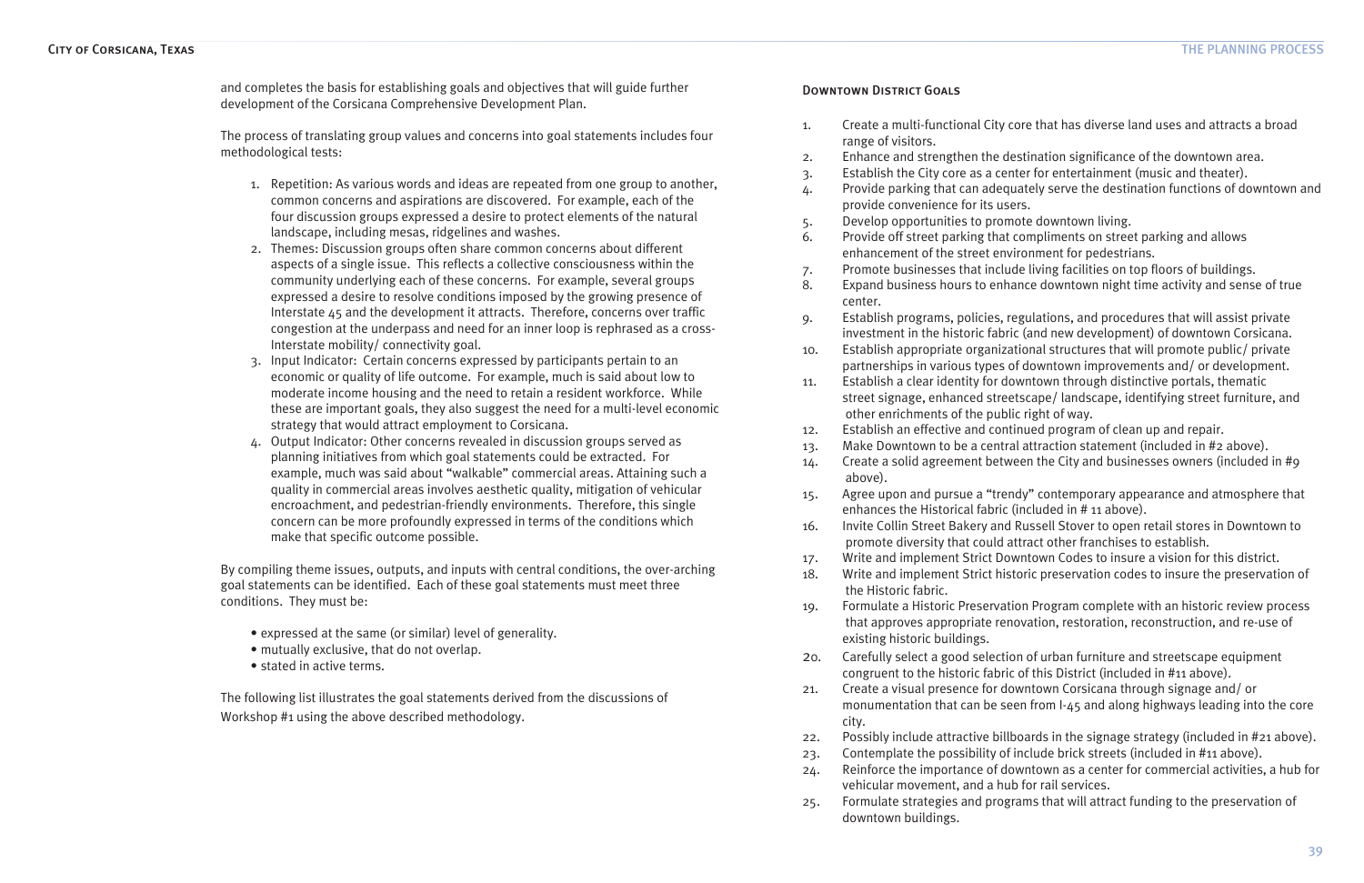and completes the basis for establishing goals and objectives that will guide further development of the Corsicana Comprehensive Development Plan.

The process of translating group values and concerns into goal statements includes four methodological tests:

1. Repetition: As various words and ideas are repeated from one group to another, common concerns and aspirations are discovered. For example, each of the four discussion groups expressed a desire to protect elements of the natural landscape, including mesas, ridgelines and washes.
2. Themes: Discussion groups often share common concerns about different aspects of a single issue. This reflects a collective consciousness within the community underlying each of these concerns. For example, several groups expressed a desire to resolve conditions imposed by the growing presence of Interstate 45 and the development it attracts. Therefore, concerns over traffic congestion at the underpass and need for an inner loop is rephrased as a cross-Interstate mobility/ connectivity goal.
3. Input Indicator: Certain concerns expressed by participants pertain to an economic or quality of life outcome. For example, much is said about low to moderate income housing and the need to retain a resident workforce. While these are important goals, they also suggest the need for a multi-level economic strategy that would attract employment to Corsicana.
4. Output Indicator: Other concerns revealed in discussion groups served as planning initiatives from which goal statements could be extracted. For example, much was said about "walkable" commercial areas. Attaining such a quality in commercial areas involves aesthetic quality, mitigation of vehicular encroachment, and pedestrian-friendly environments. Therefore, this single concern can be more profoundly expressed in terms of the conditions which make that specific outcome possible.

By compiling theme issues, outputs, and inputs with central conditions, the over-arching goal statements can be identified. Each of these goal statements must meet three conditions. They must be:

- expressed at the same (or similar) level of generality.
- mutually exclusive, that do not overlap.
- stated in active terms.

The following list illustrates the goal statements derived from the discussions of Workshop #1 using the above described methodology.

## Downtown District Goals

1. Create a multi-functional City core that has diverse land uses and attracts a broad range of visitors.
2. Enhance and strengthen the destination significance of the downtown area.
3. Establish the City core as a center for entertainment (music and theater).
4. Provide parking that can adequately serve the destination functions of downtown and provide convenience for its users.
5. Develop opportunities to promote downtown living.
6. Provide off street parking that compliments on street parking and allows enhancement of the street environment for pedestrians.
7. Promote businesses that include living facilities on top floors of buildings.
8. Expand business hours to enhance downtown night time activity and sense of true center.
9. Establish programs, policies, regulations, and procedures that will assist private investment in the historic fabric (and new development) of downtown Corsicana.
10. Establish appropriate organizational structures that will promote public/ private partnerships in various types of downtown improvements and/ or development.
11. Establish a clear identity for downtown through distinctive portals, thematic street signage, enhanced streetscape/ landscape, identifying street furniture, and other enrichments of the public right of way.
12. Establish an effective and continued program of clean up and repair.
13. Make Downtown to be a central attraction statement (included in #2 above).
14. Create a solid agreement between the City and businesses owners (included in #9 above).
15. Agree upon and pursue a "trendy" contemporary appearance and atmosphere that enhances the Historical fabric (included in # 11 above).
16. Invite Collin Street Bakery and Russell Stover to open retail stores in Downtown to promote diversity that could attract other franchises to establish.
17. Write and implement Strict Downtown Codes to insure a vision for this district.
18. Write and implement Strict historic preservation codes to insure the preservation of the Historic fabric.
19. Formulate a Historic Preservation Program complete with an historic review process that approves appropriate renovation, restoration, reconstruction, and re-use of existing historic buildings.
20. Carefully select a good selection of urban furniture and streetscape equipment congruent to the historic fabric of this District (included in #11 above).
21. Create a visual presence for downtown Corsicana through signage and/ or monumentation that can be seen from I-45 and along highways leading into the core city.
22. Possibly include attractive billboards in the signage strategy (included in #21 above).
23. Contemplate the possibility of include brick streets (included in #11 above).
24. Reinforce the importance of downtown as a center for commercial activities, a hub for vehicular movement, and a hub for rail services.
25. Formulate strategies and programs that will attract funding to the preservation of downtown buildings.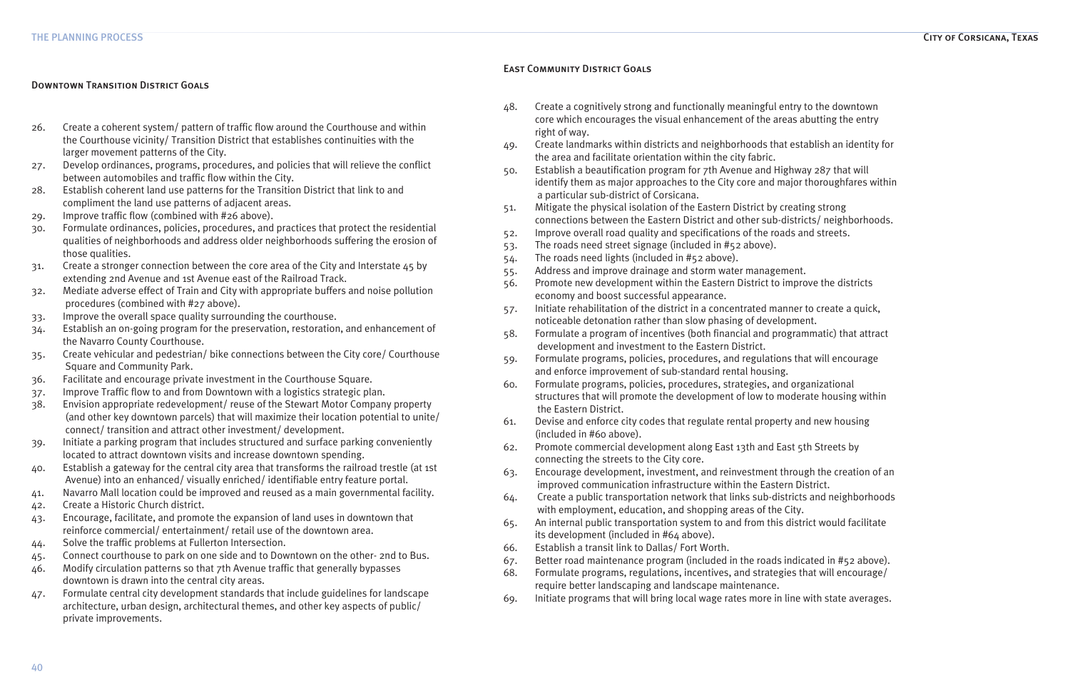## Downtown Transition District Goals

26. Create a coherent system/ pattern of traffic flow around the Courthouse and within the Courthouse vicinity/ Transition District that establishes continuities with the larger movement patterns of the City.
27. Develop ordinances, programs, procedures, and policies that will relieve the conflict between automobiles and traffic flow within the City.
28. Establish coherent land use patterns for the Transition District that link to and compliment the land use patterns of adjacent areas.
29. Improve traffic flow (combined with #26 above).
30. Formulate ordinances, policies, procedures, and practices that protect the residential qualities of neighborhoods and address older neighborhoods suffering the erosion of those qualities.
31. Create a stronger connection between the core area of the City and Interstate 45 by extending 2nd Avenue and 1st Avenue east of the Railroad Track.
32. Mediate adverse effect of Train and City with appropriate buffers and noise pollution procedures (combined with #27 above).
33. Improve the overall space quality surrounding the courthouse.
34. Establish an on-going program for the preservation, restoration, and enhancement of the Navarro County Courthouse.
35. Create vehicular and pedestrian/ bike connections between the City core/ Courthouse Square and Community Park.
36. Facilitate and encourage private investment in the Courthouse Square.
37. Improve Traffic flow to and from Downtown with a logistics strategic plan.
38. Envision appropriate redevelopment/ reuse of the Stewart Motor Company property (and other key downtown parcels) that will maximize their location potential to unite/ connect/ transition and attract other investment/ development.
39. Initiate a parking program that includes structured and surface parking conveniently located to attract downtown visits and increase downtown spending.
40. Establish a gateway for the central city area that transforms the railroad trestle (at 1st Avenue) into an enhanced/ visually enriched/ identifiable entry feature portal.
41. Navarro Mall location could be improved and reused as a main governmental facility.
42. Create a Historic Church district.
43. Encourage, facilitate, and promote the expansion of land uses in downtown that reinforce commercial/ entertainment/ retail use of the downtown area.
44. Solve the traffic problems at Fullerton Intersection.
45. Connect courthouse to park on one side and to Downtown on the other- 2nd to Bus.
46. Modify circulation patterns so that 7th Avenue traffic that generally bypasses downtown is drawn into the central city areas.
47. Formulate central city development standards that include guidelines for landscape architecture, urban design, architectural themes, and other key aspects of public/ private improvements.

## East Community District Goals

48. Create a cognitively strong and functionally meaningful entry to the downtown core which encourages the visual enhancement of the areas abutting the entry right of way.
49. Create landmarks within districts and neighborhoods that establish an identity for the area and facilitate orientation within the city fabric.
50. Establish a beautification program for 7th Avenue and Highway 287 that will identify them as major approaches to the City core and major thoroughfares within a particular sub-district of Corsicana.
51. Mitigate the physical isolation of the Eastern District by creating strong connections between the Eastern District and other sub-districts/ neighborhoods.
52. Improve overall road quality and specifications of the roads and streets.
53. The roads need street signage (included in #52 above).
54. The roads need lights (included in #52 above).
55. Address and improve drainage and storm water management.
56. Promote new development within the Eastern District to improve the districts economy and boost successful appearance.
57. Initiate rehabilitation of the district in a concentrated manner to create a quick, noticeable detonation rather than slow phasing of development.
58. Formulate a program of incentives (both financial and programmatic) that attract development and investment to the Eastern District.
59. Formulate programs, policies, procedures, and regulations that will encourage and enforce improvement of sub-standard rental housing.
60. Formulate programs, policies, procedures, strategies, and organizational structures that will promote the development of low to moderate housing within the Eastern District.
61. Devise and enforce city codes that regulate rental property and new housing (included in #60 above).
62. Promote commercial development along East 13th and East 5th Streets by connecting the streets to the City core.
63. Encourage development, investment, and reinvestment through the creation of an improved communication infrastructure within the Eastern District.
64. Create a public transportation network that links sub-districts and neighborhoods with employment, education, and shopping areas of the City.
65. An internal public transportation system to and from this district would facilitate its development (included in #64 above).
66. Establish a transit link to Dallas/ Fort Worth.
67. Better road maintenance program (included in the roads indicated in #52 above).
68. Formulate programs, regulations, incentives, and strategies that will encourage/ require better landscaping and landscape maintenance.
69. Initiate programs that will bring local wage rates more in line with state averages.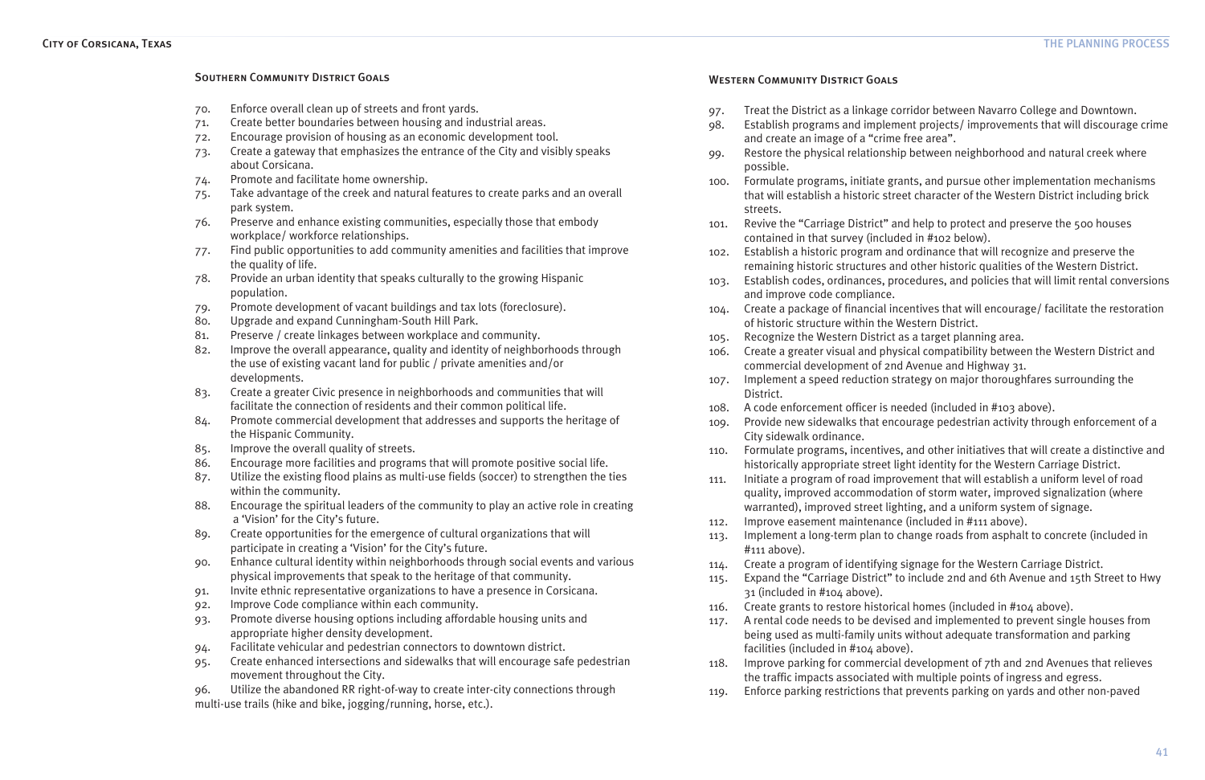### Southern Community District Goals

70. Enforce overall clean up of streets and front yards.
71. Create better boundaries between housing and industrial areas.
72. Encourage provision of housing as an economic development tool.
73. Create a gateway that emphasizes the entrance of the City and visibly speaks about Corsicana.
74. Promote and facilitate home ownership.
75. Take advantage of the creek and natural features to create parks and an overall park system.
76. Preserve and enhance existing communities, especially those that embody workplace/ workforce relationships.
77. Find public opportunities to add community amenities and facilities that improve the quality of life.
78. Provide an urban identity that speaks culturally to the growing Hispanic population.
79. Promote development of vacant buildings and tax lots (foreclosure).
80. Upgrade and expand Cunningham-South Hill Park.
81. Preserve / create linkages between workplace and community.
82. Improve the overall appearance, quality and identity of neighborhoods through the use of existing vacant land for public / private amenities and/or developments.
83. Create a greater Civic presence in neighborhoods and communities that will facilitate the connection of residents and their common political life.
84. Promote commercial development that addresses and supports the heritage of the Hispanic Community.
85. Improve the overall quality of streets.
86. Encourage more facilities and programs that will promote positive social life.
87. Utilize the existing flood plains as multi-use fields (soccer) to strengthen the ties within the community.
88. Encourage the spiritual leaders of the community to play an active role in creating a 'Vision' for the City's future.
89. Create opportunities for the emergence of cultural organizations that will participate in creating a 'Vision' for the City's future.
90. Enhance cultural identity within neighborhoods through social events and various physical improvements that speak to the heritage of that community.
91. Invite ethnic representative organizations to have a presence in Corsicana.
92. Improve Code compliance within each community.
93. Promote diverse housing options including affordable housing units and appropriate higher density development.
94. Facilitate vehicular and pedestrian connectors to downtown district.
95. Create enhanced intersections and sidewalks that will encourage safe pedestrian movement throughout the City.
96. Utilize the abandoned RR right-of-way to create inter-city connections through multi-use trails (hike and bike, jogging/running, horse, etc.).

### Western Community District Goals

97. Treat the District as a linkage corridor between Navarro College and Downtown.
98. Establish programs and implement projects/ improvements that will discourage crime and create an image of a "crime free area".
99. Restore the physical relationship between neighborhood and natural creek where possible.
100. Formulate programs, initiate grants, and pursue other implementation mechanisms that will establish a historic street character of the Western District including brick streets.
101. Revive the "Carriage District" and help to protect and preserve the 500 houses contained in that survey (included in #102 below).
102. Establish a historic program and ordinance that will recognize and preserve the remaining historic structures and other historic qualities of the Western District.
103. Establish codes, ordinances, procedures, and policies that will limit rental conversions and improve code compliance.
104. Create a package of financial incentives that will encourage/ facilitate the restoration of historic structure within the Western District.
105. Recognize the Western District as a target planning area.
106. Create a greater visual and physical compatibility between the Western District and commercial development of 2nd Avenue and Highway 31.
107. Implement a speed reduction strategy on major thoroughfares surrounding the District.
108. A code enforcement officer is needed (included in #103 above).
109. Provide new sidewalks that encourage pedestrian activity through enforcement of a City sidewalk ordinance.
110. Formulate programs, incentives, and other initiatives that will create a distinctive and historically appropriate street light identity for the Western Carriage District.
111. Initiate a program of road improvement that will establish a uniform level of road quality, improved accommodation of storm water, improved signalization (where warranted), improved street lighting, and a uniform system of signage.
112. Improve easement maintenance (included in #111 above).
113. Implement a long-term plan to change roads from asphalt to concrete (included in #111 above).
114. Create a program of identifying signage for the Western Carriage District.
115. Expand the "Carriage District" to include 2nd and 6th Avenue and 15th Street to Hwy 31 (included in #104 above).
116. Create grants to restore historical homes (included in #104 above).
117. A rental code needs to be devised and implemented to prevent single houses from being used as multi-family units without adequate transformation and parking facilities (included in #104 above).
118. Improve parking for commercial development of 7th and 2nd Avenues that relieves the traffic impacts associated with multiple points of ingress and egress.
119. Enforce parking restrictions that prevents parking on yards and other non-paved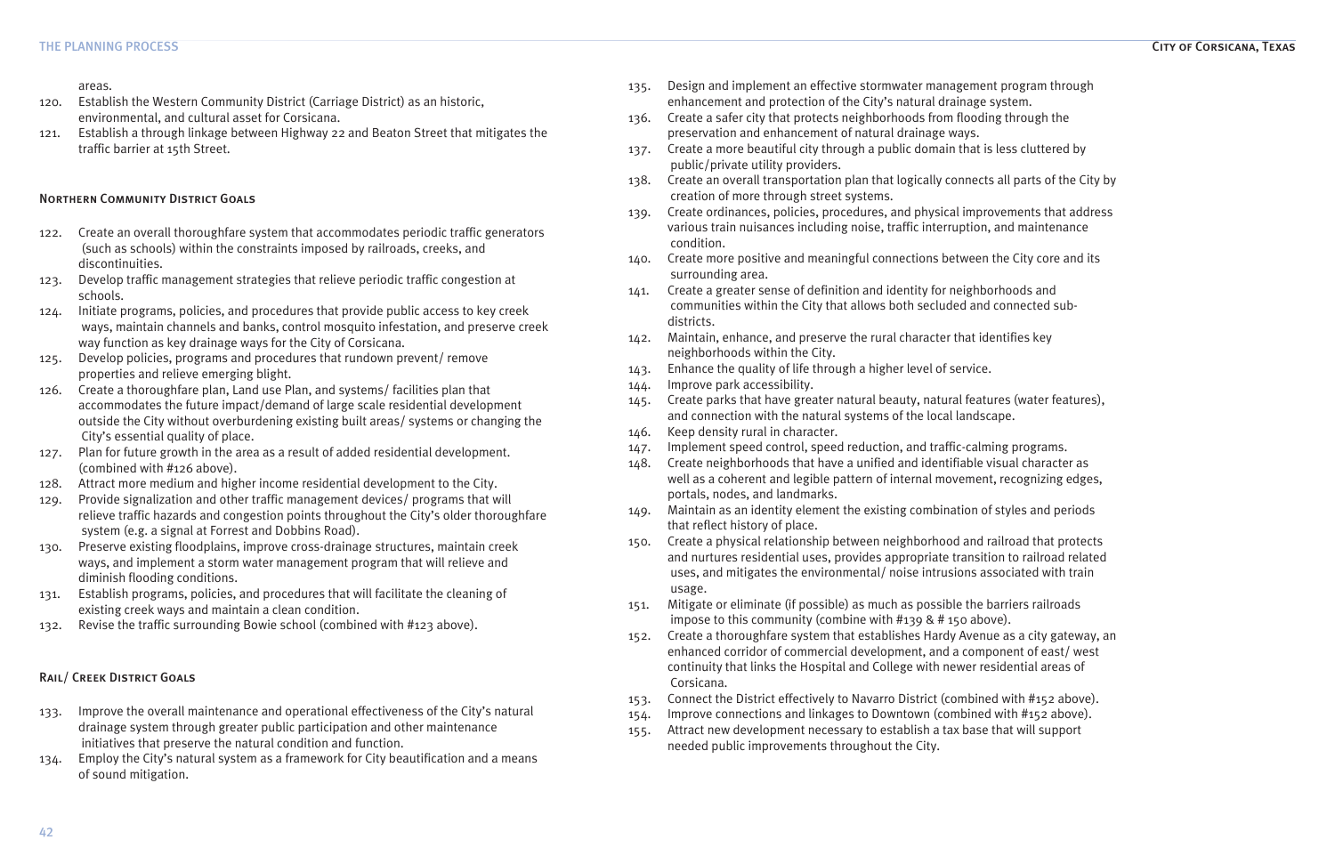areas.

120. Establish the Western Community District (Carriage District) as an historic, environmental, and cultural asset for Corsicana.
121. Establish a through linkage between Highway 22 and Beaton Street that mitigates the traffic barrier at 15th Street.

### Northern Community District Goals

122. Create an overall thoroughfare system that accommodates periodic traffic generators (such as schools) within the constraints imposed by railroads, creeks, and discontinuities.
123. Develop traffic management strategies that relieve periodic traffic congestion at schools.
124. Initiate programs, policies, and procedures that provide public access to key creek ways, maintain channels and banks, control mosquito infestation, and preserve creek way function as key drainage ways for the City of Corsicana.
125. Develop policies, programs and procedures that rundown prevent/ remove properties and relieve emerging blight.
126. Create a thoroughfare plan, Land use Plan, and systems/ facilities plan that accommodates the future impact/demand of large scale residential development outside the City without overburdening existing built areas/ systems or changing the City's essential quality of place.
127. Plan for future growth in the area as a result of added residential development. (combined with #126 above).
128. Attract more medium and higher income residential development to the City.
129. Provide signalization and other traffic management devices/ programs that will relieve traffic hazards and congestion points throughout the City's older thoroughfare system (e.g. a signal at Forrest and Dobbins Road).
130. Preserve existing floodplains, improve cross-drainage structures, maintain creek ways, and implement a storm water management program that will relieve and diminish flooding conditions.
131. Establish programs, policies, and procedures that will facilitate the cleaning of existing creek ways and maintain a clean condition.
132. Revise the traffic surrounding Bowie school (combined with #123 above).

### Rail/ Creek District Goals

133. Improve the overall maintenance and operational effectiveness of the City's natural drainage system through greater public participation and other maintenance initiatives that preserve the natural condition and function.
134. Employ the City's natural system as a framework for City beautification and a means of sound mitigation.
135. Design and implement an effective stormwater management program through enhancement and protection of the City's natural drainage system.
136. Create a safer city that protects neighborhoods from flooding through the preservation and enhancement of natural drainage ways.
137. Create a more beautiful city through a public domain that is less cluttered by public/private utility providers.
138. Create an overall transportation plan that logically connects all parts of the City by creation of more through street systems.
139. Create ordinances, policies, procedures, and physical improvements that address various train nuisances including noise, traffic interruption, and maintenance condition.
140. Create more positive and meaningful connections between the City core and its surrounding area.
141. Create a greater sense of definition and identity for neighborhoods and communities within the City that allows both secluded and connected sub-districts.
142. Maintain, enhance, and preserve the rural character that identifies key neighborhoods within the City.
143. Enhance the quality of life through a higher level of service.
144. Improve park accessibility.
145. Create parks that have greater natural beauty, natural features (water features), and connection with the natural systems of the local landscape.
146. Keep density rural in character.
147. Implement speed control, speed reduction, and traffic-calming programs.
148. Create neighborhoods that have a unified and identifiable visual character as well as a coherent and legible pattern of internal movement, recognizing edges, portals, nodes, and landmarks.
149. Maintain as an identity element the existing combination of styles and periods that reflect history of place.
150. Create a physical relationship between neighborhood and railroad that protects and nurtures residential uses, provides appropriate transition to railroad related uses, and mitigates the environmental/ noise intrusions associated with train usage.
151. Mitigate or eliminate (if possible) as much as possible the barriers railroads impose to this community (combine with #139 & # 150 above).
152. Create a thoroughfare system that establishes Hardy Avenue as a city gateway, an enhanced corridor of commercial development, and a component of east/ west continuity that links the Hospital and College with newer residential areas of Corsicana.
153. Connect the District effectively to Navarro District (combined with #152 above).
154. Improve connections and linkages to Downtown (combined with #152 above).
155. Attract new development necessary to establish a tax base that will support needed public improvements throughout the City.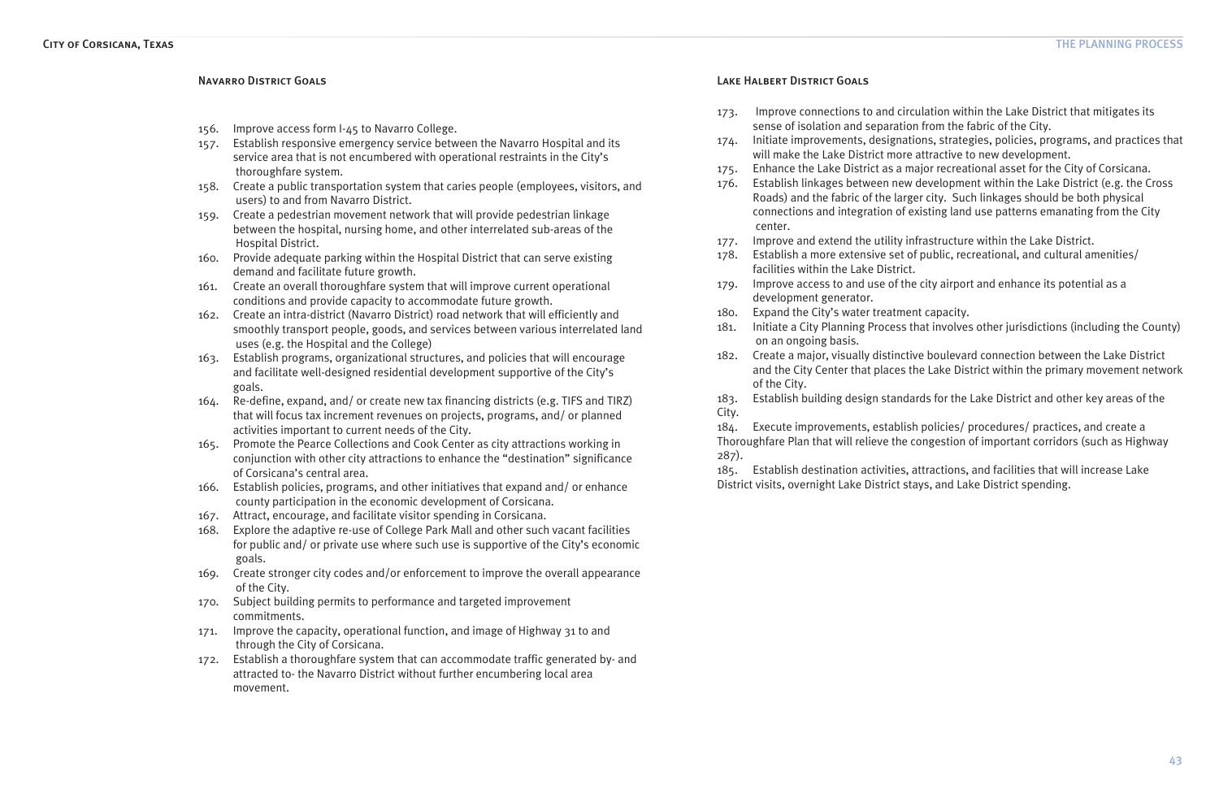### Navarro District Goals

156. Improve access form I-45 to Navarro College.
157. Establish responsive emergency service between the Navarro Hospital and its service area that is not encumbered with operational restraints in the City's thoroughfare system.
158. Create a public transportation system that caries people (employees, visitors, and users) to and from Navarro District.
159. Create a pedestrian movement network that will provide pedestrian linkage between the hospital, nursing home, and other interrelated sub-areas of the Hospital District.
160. Provide adequate parking within the Hospital District that can serve existing demand and facilitate future growth.
161. Create an overall thoroughfare system that will improve current operational conditions and provide capacity to accommodate future growth.
162. Create an intra-district (Navarro District) road network that will efficiently and smoothly transport people, goods, and services between various interrelated land uses (e.g. the Hospital and the College)
163. Establish programs, organizational structures, and policies that will encourage and facilitate well-designed residential development supportive of the City's goals.
164. Re-define, expand, and/ or create new tax financing districts (e.g. TIFS and TIRZ) that will focus tax increment revenues on projects, programs, and/ or planned activities important to current needs of the City.
165. Promote the Pearce Collections and Cook Center as city attractions working in conjunction with other city attractions to enhance the "destination" significance of Corsicana's central area.
166. Establish policies, programs, and other initiatives that expand and/ or enhance county participation in the economic development of Corsicana.
167. Attract, encourage, and facilitate visitor spending in Corsicana.
168. Explore the adaptive re-use of College Park Mall and other such vacant facilities for public and/ or private use where such use is supportive of the City's economic goals.
169. Create stronger city codes and/or enforcement to improve the overall appearance of the City.
170. Subject building permits to performance and targeted improvement commitments.
171. Improve the capacity, operational function, and image of Highway 31 to and through the City of Corsicana.
172. Establish a thoroughfare system that can accommodate traffic generated by- and attracted to- the Navarro District without further encumbering local area movement.

### Lake Halbert District Goals

173. Improve connections to and circulation within the Lake District that mitigates its sense of isolation and separation from the fabric of the City.
174. Initiate improvements, designations, strategies, policies, programs, and practices that will make the Lake District more attractive to new development.
175. Enhance the Lake District as a major recreational asset for the City of Corsicana.
176. Establish linkages between new development within the Lake District (e.g. the Cross Roads) and the fabric of the larger city. Such linkages should be both physical connections and integration of existing land use patterns emanating from the City center.
177. Improve and extend the utility infrastructure within the Lake District.
178. Establish a more extensive set of public, recreational, and cultural amenities/ facilities within the Lake District.
179. Improve access to and use of the city airport and enhance its potential as a development generator.
180. Expand the City's water treatment capacity.
181. Initiate a City Planning Process that involves other jurisdictions (including the County) on an ongoing basis.
182. Create a major, visually distinctive boulevard connection between the Lake District and the City Center that places the Lake District within the primary movement network of the City.
183. Establish building design standards for the Lake District and other key areas of the City.
184. Execute improvements, establish policies/ procedures/ practices, and create a Thoroughfare Plan that will relieve the congestion of important corridors (such as Highway 287).
185. Establish destination activities, attractions, and facilities that will increase Lake District visits, overnight Lake District stays, and Lake District spending.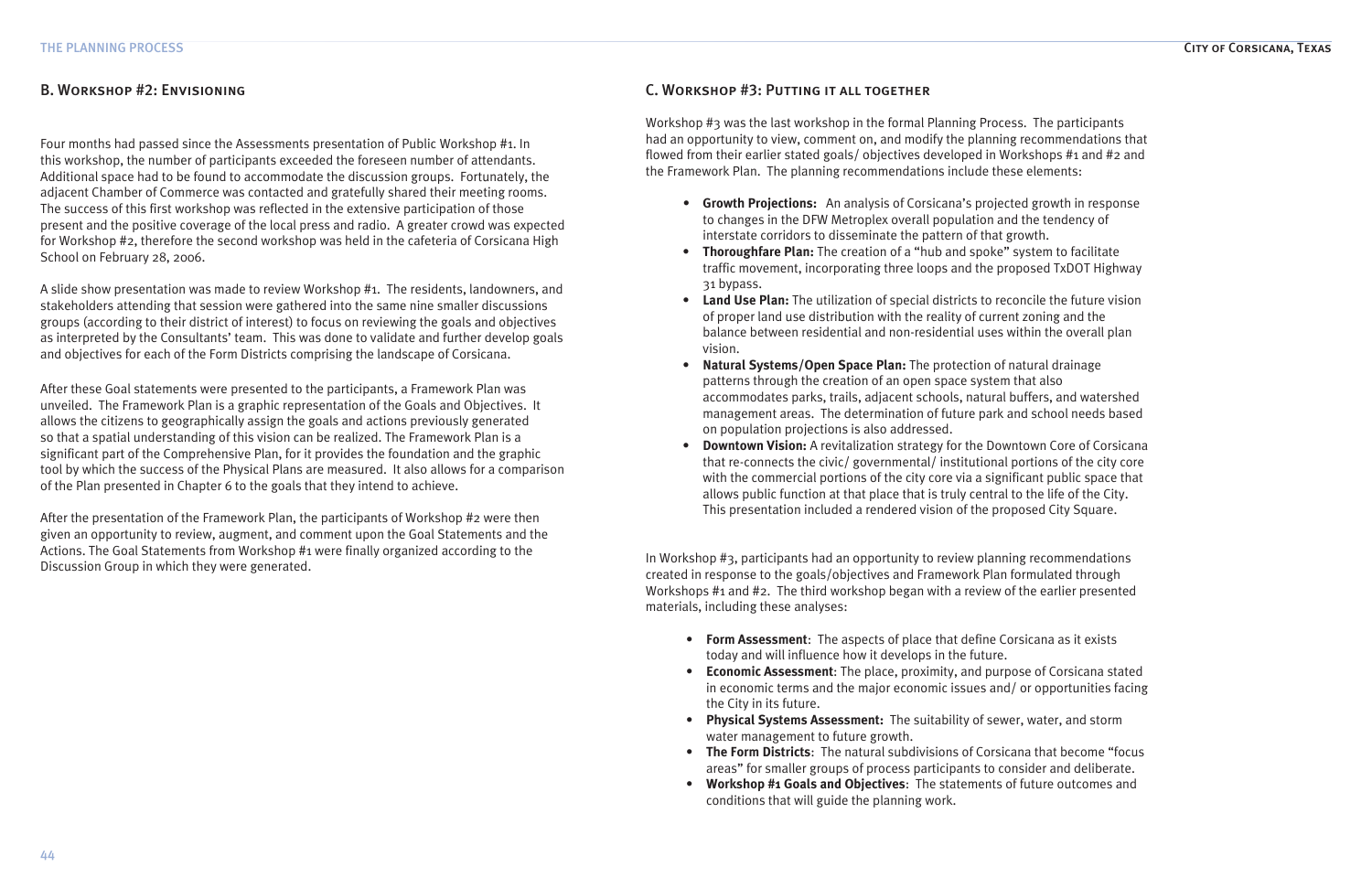## B. Workshop #2: Envisioning

Four months had passed since the Assessments presentation of Public Workshop #1. In this workshop, the number of participants exceeded the foreseen number of attendants. Additional space had to be found to accommodate the discussion groups. Fortunately, the adjacent Chamber of Commerce was contacted and gratefully shared their meeting rooms. The success of this first workshop was reflected in the extensive participation of those present and the positive coverage of the local press and radio. A greater crowd was expected for Workshop #2, therefore the second workshop was held in the cafeteria of Corsicana High School on February 28, 2006.

A slide show presentation was made to review Workshop #1. The residents, landowners, and stakeholders attending that session were gathered into the same nine smaller discussions groups (according to their district of interest) to focus on reviewing the goals and objectives as interpreted by the Consultants' team. This was done to validate and further develop goals and objectives for each of the Form Districts comprising the landscape of Corsicana.

After these Goal statements were presented to the participants, a Framework Plan was unveiled. The Framework Plan is a graphic representation of the Goals and Objectives. It allows the citizens to geographically assign the goals and actions previously generated so that a spatial understanding of this vision can be realized. The Framework Plan is a significant part of the Comprehensive Plan, for it provides the foundation and the graphic tool by which the success of the Physical Plans are measured. It also allows for a comparison of the Plan presented in Chapter 6 to the goals that they intend to achieve.

After the presentation of the Framework Plan, the participants of Workshop #2 were then given an opportunity to review, augment, and comment upon the Goal Statements and the Actions. The Goal Statements from Workshop #1 were finally organized according to the Discussion Group in which they were generated.

## C. Workshop #3: Putting it all together

Workshop #3 was the last workshop in the formal Planning Process. The participants had an opportunity to view, comment on, and modify the planning recommendations that flowed from their earlier stated goals/ objectives developed in Workshops #1 and #2 and the Framework Plan. The planning recommendations include these elements:

- **Growth Projections:** An analysis of Corsicana's projected growth in response to changes in the DFW Metroplex overall population and the tendency of interstate corridors to disseminate the pattern of that growth.
- **Thoroughfare Plan:** The creation of a "hub and spoke" system to facilitate traffic movement, incorporating three loops and the proposed TxDOT Highway 31 bypass.
- **Land Use Plan:** The utilization of special districts to reconcile the future vision of proper land use distribution with the reality of current zoning and the balance between residential and non-residential uses within the overall plan vision.
- **Natural Systems/Open Space Plan:** The protection of natural drainage patterns through the creation of an open space system that also accommodates parks, trails, adjacent schools, natural buffers, and watershed management areas. The determination of future park and school needs based on population projections is also addressed.
- **Downtown Vision:** A revitalization strategy for the Downtown Core of Corsicana that re-connects the civic/ governmental/ institutional portions of the city core with the commercial portions of the city core via a significant public space that allows public function at that place that is truly central to the life of the City. This presentation included a rendered vision of the proposed City Square.

In Workshop #3, participants had an opportunity to review planning recommendations created in response to the goals/objectives and Framework Plan formulated through Workshops #1 and #2. The third workshop began with a review of the earlier presented materials, including these analyses:

- **Form Assessment**: The aspects of place that define Corsicana as it exists today and will influence how it develops in the future.
- **Economic Assessment**: The place, proximity, and purpose of Corsicana stated in economic terms and the major economic issues and/ or opportunities facing the City in its future.
- **Physical Systems Assessment:** The suitability of sewer, water, and storm water management to future growth.
- **The Form Districts**: The natural subdivisions of Corsicana that become "focus areas" for smaller groups of process participants to consider and deliberate.
- **Workshop #1 Goals and Objectives**: The statements of future outcomes and conditions that will guide the planning work.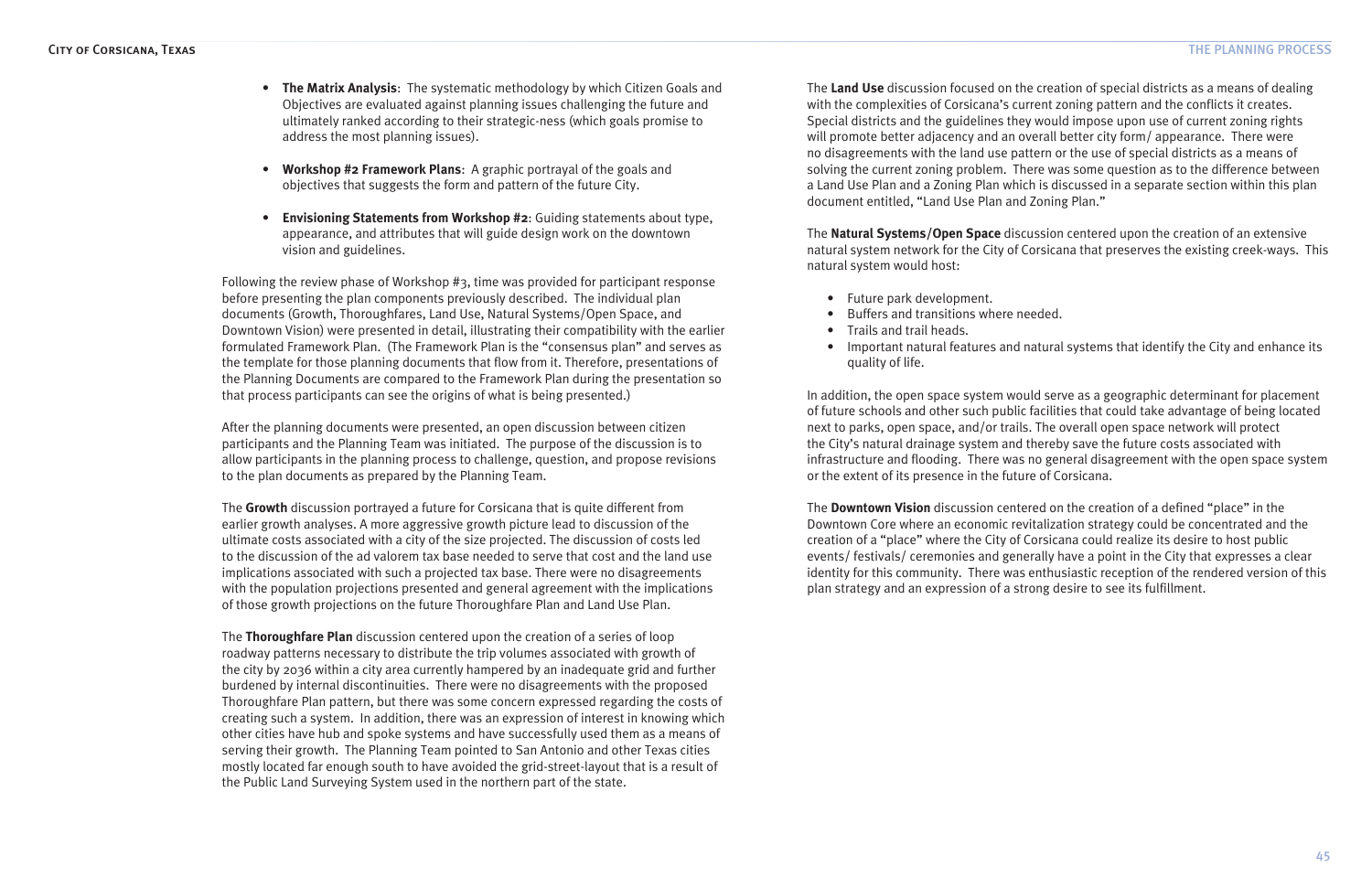- **The Matrix Analysis**: The systematic methodology by which Citizen Goals and Objectives are evaluated against planning issues challenging the future and ultimately ranked according to their strategic-ness (which goals promise to address the most planning issues).

- **Workshop #2 Framework Plans**: A graphic portrayal of the goals and objectives that suggests the form and pattern of the future City.

- **Envisioning Statements from Workshop #2**: Guiding statements about type, appearance, and attributes that will guide design work on the downtown vision and guidelines.

Following the review phase of Workshop #3, time was provided for participant response before presenting the plan components previously described. The individual plan documents (Growth, Thoroughfares, Land Use, Natural Systems/Open Space, and Downtown Vision) were presented in detail, illustrating their compatibility with the earlier formulated Framework Plan. (The Framework Plan is the "consensus plan" and serves as the template for those planning documents that flow from it. Therefore, presentations of the Planning Documents are compared to the Framework Plan during the presentation so that process participants can see the origins of what is being presented.)

After the planning documents were presented, an open discussion between citizen participants and the Planning Team was initiated. The purpose of the discussion is to allow participants in the planning process to challenge, question, and propose revisions to the plan documents as prepared by the Planning Team.

The **Growth** discussion portrayed a future for Corsicana that is quite different from earlier growth analyses. A more aggressive growth picture lead to discussion of the ultimate costs associated with a city of the size projected. The discussion of costs led to the discussion of the ad valorem tax base needed to serve that cost and the land use implications associated with such a projected tax base. There were no disagreements with the population projections presented and general agreement with the implications of those growth projections on the future Thoroughfare Plan and Land Use Plan.

The **Thoroughfare Plan** discussion centered upon the creation of a series of loop roadway patterns necessary to distribute the trip volumes associated with growth of the city by 2036 within a city area currently hampered by an inadequate grid and further burdened by internal discontinuities. There were no disagreements with the proposed Thoroughfare Plan pattern, but there was some concern expressed regarding the costs of creating such a system. In addition, there was an expression of interest in knowing which other cities have hub and spoke systems and have successfully used them as a means of serving their growth. The Planning Team pointed to San Antonio and other Texas cities mostly located far enough south to have avoided the grid-street-layout that is a result of the Public Land Surveying System used in the northern part of the state.

The **Land Use** discussion focused on the creation of special districts as a means of dealing with the complexities of Corsicana's current zoning pattern and the conflicts it creates. Special districts and the guidelines they would impose upon use of current zoning rights will promote better adjacency and an overall better city form/ appearance. There were no disagreements with the land use pattern or the use of special districts as a means of solving the current zoning problem. There was some question as to the difference between a Land Use Plan and a Zoning Plan which is discussed in a separate section within this plan document entitled, "Land Use Plan and Zoning Plan."

The **Natural Systems/Open Space** discussion centered upon the creation of an extensive natural system network for the City of Corsicana that preserves the existing creek-ways. This natural system would host:

- Future park development.
- Buffers and transitions where needed.
- Trails and trail heads.
- Important natural features and natural systems that identify the City and enhance its quality of life.

In addition, the open space system would serve as a geographic determinant for placement of future schools and other such public facilities that could take advantage of being located next to parks, open space, and/or trails. The overall open space network will protect the City's natural drainage system and thereby save the future costs associated with infrastructure and flooding. There was no general disagreement with the open space system or the extent of its presence in the future of Corsicana.

The **Downtown Vision** discussion centered on the creation of a defined "place" in the Downtown Core where an economic revitalization strategy could be concentrated and the creation of a "place" where the City of Corsicana could realize its desire to host public events/ festivals/ ceremonies and generally have a point in the City that expresses a clear identity for this community. There was enthusiastic reception of the rendered version of this plan strategy and an expression of a strong desire to see its fulfillment.